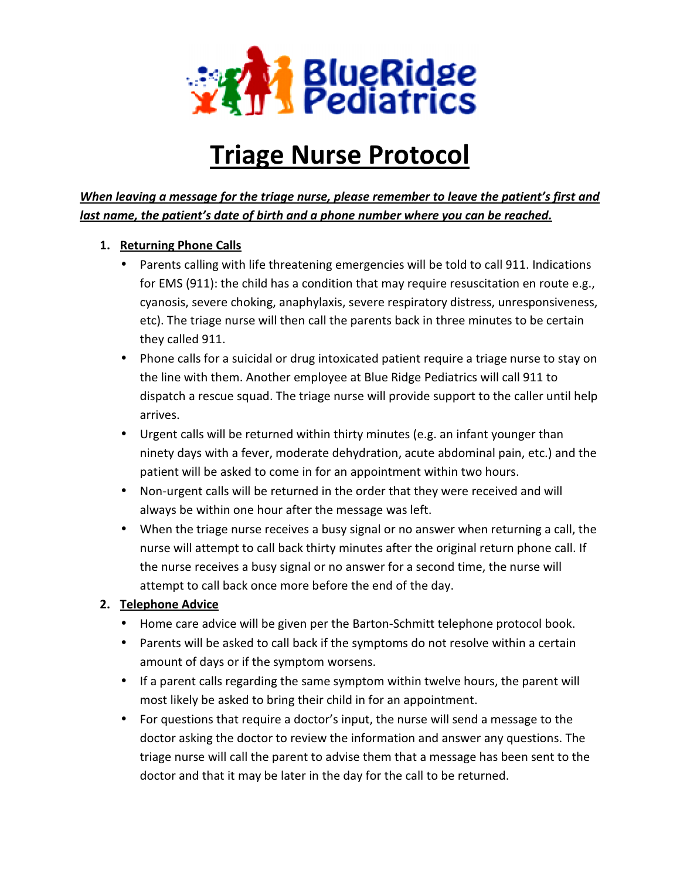BlueRidge Pediatrics

# Triage Nurse Protocol

***When leaving a message for the triage nurse, please remember to leave the patient's first and last name, the patient's date of birth and a phone number where you can be reached.***

1. **Returning Phone Calls**
   - Parents calling with life threatening emergencies will be told to call 911. Indications for EMS (911): the child has a condition that may require resuscitation en route e.g., cyanosis, severe choking, anaphylaxis, severe respiratory distress, unresponsiveness, etc). The triage nurse will then call the parents back in three minutes to be certain they called 911.
   - Phone calls for a suicidal or drug intoxicated patient require a triage nurse to stay on the line with them. Another employee at Blue Ridge Pediatrics will call 911 to dispatch a rescue squad. The triage nurse will provide support to the caller until help arrives.
   - Urgent calls will be returned within thirty minutes (e.g. an infant younger than ninety days with a fever, moderate dehydration, acute abdominal pain, etc.) and the patient will be asked to come in for an appointment within two hours.
   - Non-urgent calls will be returned in the order that they were received and will always be within one hour after the message was left.
   - When the triage nurse receives a busy signal or no answer when returning a call, the nurse will attempt to call back thirty minutes after the original return phone call. If the nurse receives a busy signal or no answer for a second time, the nurse will attempt to call back once more before the end of the day.
2. **Telephone Advice**
   - Home care advice will be given per the Barton-Schmitt telephone protocol book.
   - Parents will be asked to call back if the symptoms do not resolve within a certain amount of days or if the symptom worsens.
   - If a parent calls regarding the same symptom within twelve hours, the parent will most likely be asked to bring their child in for an appointment.
   - For questions that require a doctor's input, the nurse will send a message to the doctor asking the doctor to review the information and answer any questions. The triage nurse will call the parent to advise them that a message has been sent to the doctor and that it may be later in the day for the call to be returned.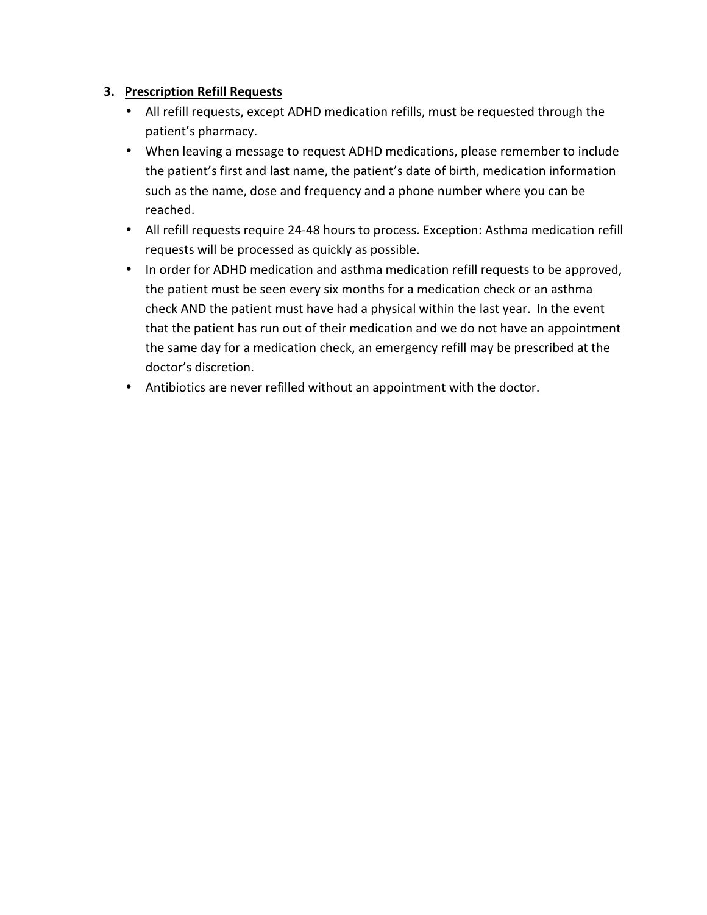### 3. **Prescription Refill Requests**

- All refill requests, except ADHD medication refills, must be requested through the patient's pharmacy.
- When leaving a message to request ADHD medications, please remember to include the patient's first and last name, the patient's date of birth, medication information such as the name, dose and frequency and a phone number where you can be reached.
- All refill requests require 24-48 hours to process. Exception: Asthma medication refill requests will be processed as quickly as possible.
- In order for ADHD medication and asthma medication refill requests to be approved, the patient must be seen every six months for a medication check or an asthma check AND the patient must have had a physical within the last year. In the event that the patient has run out of their medication and we do not have an appointment the same day for a medication check, an emergency refill may be prescribed at the doctor's discretion.
- Antibiotics are never refilled without an appointment with the doctor.